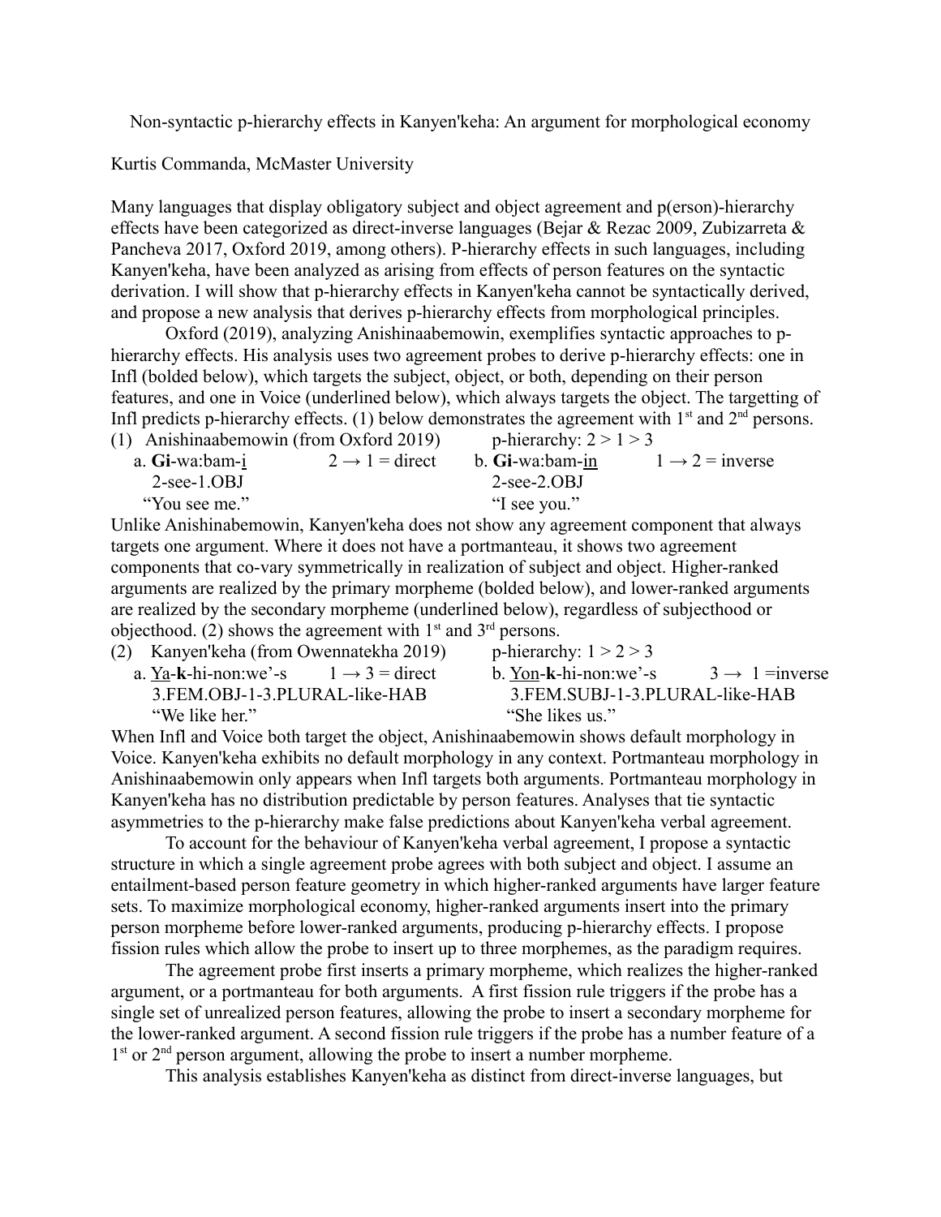Non-syntactic p-hierarchy effects in Kanyen'keha: An argument for morphological economy

Kurtis Commanda, McMaster University

Many languages that display obligatory subject and object agreement and p(erson)-hierarchy effects have been categorized as direct-inverse languages (Bejar & Rezac 2009, Zubizarreta & Pancheva 2017, Oxford 2019, among others). P-hierarchy effects in such languages, including Kanyen'keha, have been analyzed as arising from effects of person features on the syntactic derivation. I will show that p-hierarchy effects in Kanyen'keha cannot be syntactically derived, and propose a new analysis that derives p-hierarchy effects from morphological principles.

Oxford (2019), analyzing Anishinaabemowin, exemplifies syntactic approaches to p-hierarchy effects. His analysis uses two agreement probes to derive p-hierarchy effects: one in Infl (bolded below), which targets the subject, object, or both, depending on their person features, and one in Voice (underlined below), which always targets the object. The targetting of Infl predicts p-hierarchy effects. (1) below demonstrates the agreement with 1st and 2nd persons.

(1) Anishinaabemowin (from Oxford 2019) p-hierarchy: 2 > 1 > 3

a. **Gi**-wa:bam-<u>i</u> 2 → 1 = direct
2-see-1.OBJ
"You see me."

b. **Gi**-wa:bam-<u>in</u> 1 → 2 = inverse
2-see-2.OBJ
"I see you."

Unlike Anishinabemowin, Kanyen'keha does not show any agreement component that always targets one argument. Where it does not have a portmanteau, it shows two agreement components that co-vary symmetrically in realization of subject and object. Higher-ranked arguments are realized by the primary morpheme (bolded below), and lower-ranked arguments are realized by the secondary morpheme (underlined below), regardless of subjecthood or objecthood. (2) shows the agreement with 1st and 3rd persons.

(2) Kanyen'keha (from Owennatekha 2019) p-hierarchy: 1 > 2 > 3

a. <u>Ya</u>-**k**-hi-non:we'-s 1 → 3 = direct
3.FEM.OBJ-1-3.PLURAL-like-HAB
"We like her."

b. <u>Yon</u>-**k**-hi-non:we'-s 3 → 1 =inverse
3.FEM.SUBJ-1-3.PLURAL-like-HAB
"She likes us."

When Infl and Voice both target the object, Anishinaabemowin shows default morphology in Voice. Kanyen'keha exhibits no default morphology in any context. Portmanteau morphology in Anishinaabemowin only appears when Infl targets both arguments. Portmanteau morphology in Kanyen'keha has no distribution predictable by person features. Analyses that tie syntactic asymmetries to the p-hierarchy make false predictions about Kanyen'keha verbal agreement.

To account for the behaviour of Kanyen'keha verbal agreement, I propose a syntactic structure in which a single agreement probe agrees with both subject and object. I assume an entailment-based person feature geometry in which higher-ranked arguments have larger feature sets. To maximize morphological economy, higher-ranked arguments insert into the primary person morpheme before lower-ranked arguments, producing p-hierarchy effects. I propose fission rules which allow the probe to insert up to three morphemes, as the paradigm requires.

The agreement probe first inserts a primary morpheme, which realizes the higher-ranked argument, or a portmanteau for both arguments. A first fission rule triggers if the probe has a single set of unrealized person features, allowing the probe to insert a secondary morpheme for the lower-ranked argument. A second fission rule triggers if the probe has a number feature of a 1st or 2nd person argument, allowing the probe to insert a number morpheme.

This analysis establishes Kanyen'keha as distinct from direct-inverse languages, but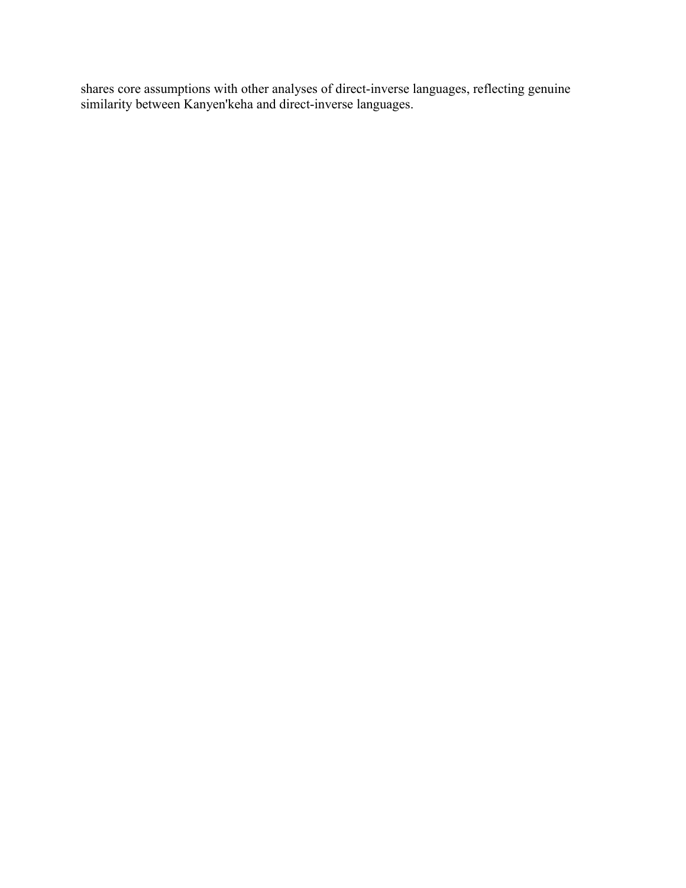shares core assumptions with other analyses of direct-inverse languages, reflecting genuine similarity between Kanyen'keha and direct-inverse languages.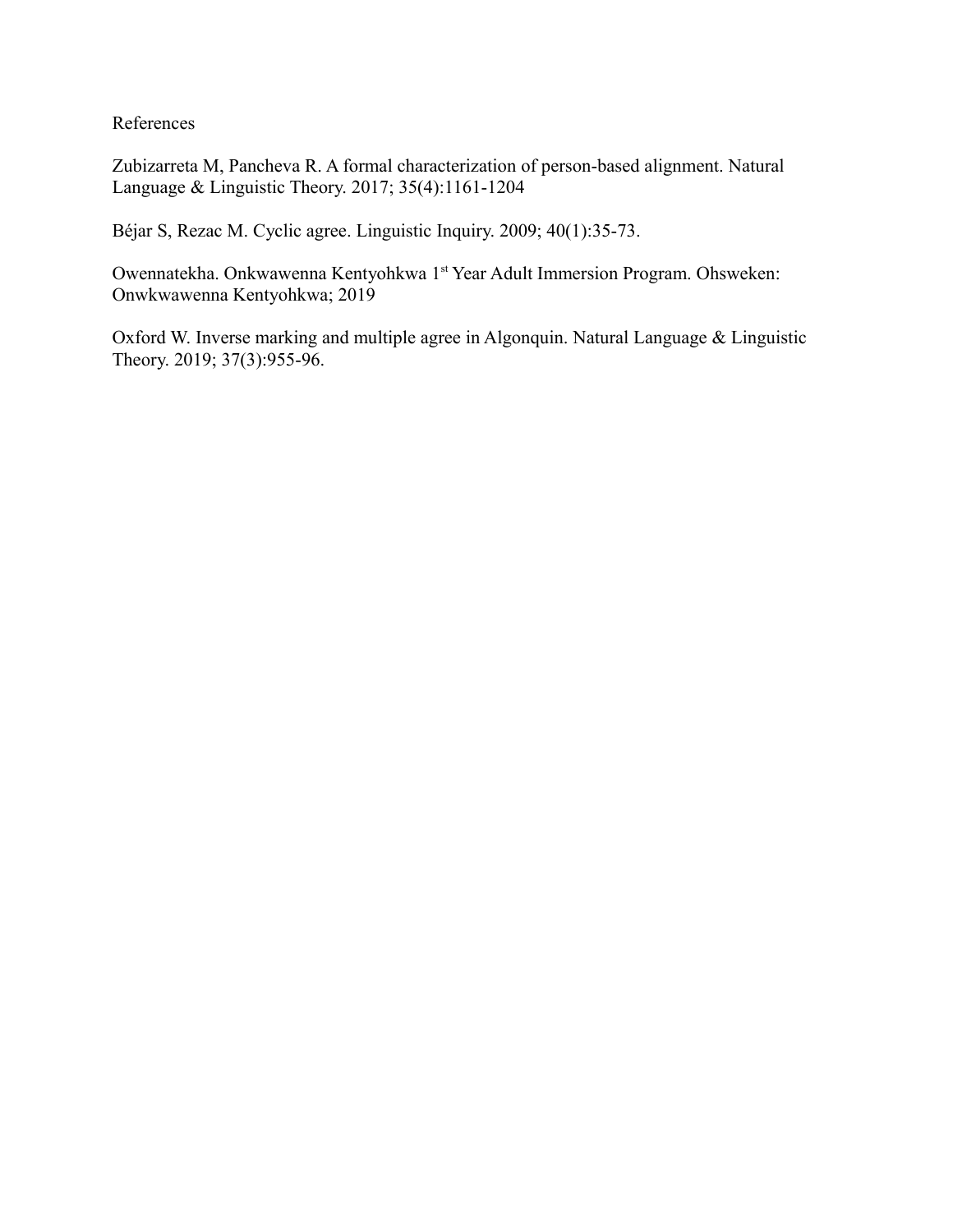References

Zubizarreta M, Pancheva R. A formal characterization of person-based alignment. Natural Language & Linguistic Theory. 2017; 35(4):1161-1204

Béjar S, Rezac M. Cyclic agree. Linguistic Inquiry. 2009; 40(1):35-73.

Owennatekha. Onkwawenna Kentyohkwa 1st Year Adult Immersion Program. Ohsweken: Onwkwawenna Kentyohkwa; 2019

Oxford W. Inverse marking and multiple agree in Algonquin. Natural Language & Linguistic Theory. 2019; 37(3):955-96.